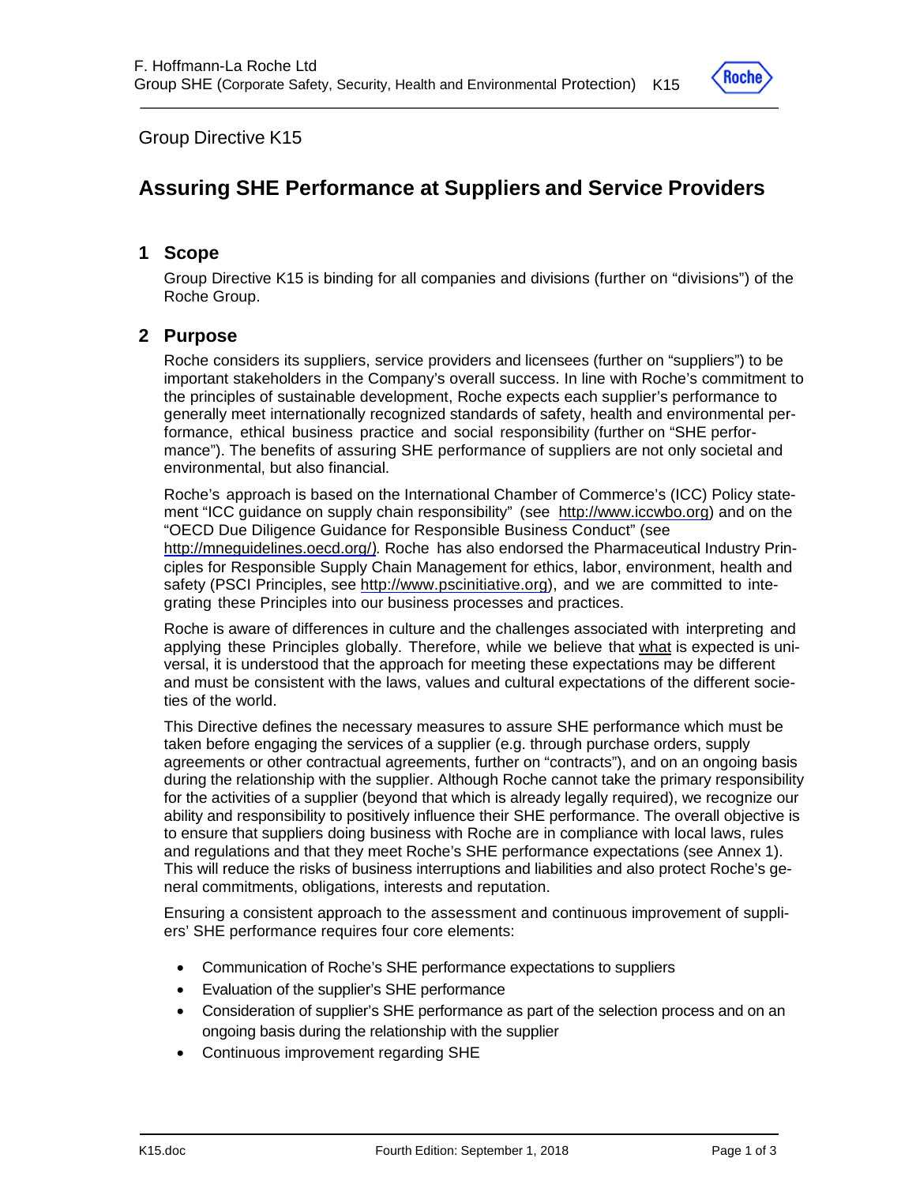Group Directive K15

# Assuring SHE Performance at Suppliers and Service Providers

## 1 Scope

Group Directive K15 is binding for all companies and divisions (further on "divisions") of the Roche Group.

## 2 Purpose

Roche considers its suppliers, service providers and licensees (further on "suppliers") to be important stakeholders in the Company's overall success. In line with Roche's commitment to the principles of sustainable development, Roche expects each supplier's performance to generally meet internationally recognized standards of safety, health and environmental performance, ethical business practice and social responsibility (further on "SHE performance"). The benefits of assuring SHE performance of suppliers are not only societal and environmental, but also financial.

Roche's approach is based on the International Chamber of Commerce's (ICC) Policy statement "ICC guidance on supply chain responsibility" (see http://www.iccwbo.org) and on the "OECD Due Diligence Guidance for Responsible Business Conduct" (see http://mneguidelines.oecd.org/). Roche has also endorsed the Pharmaceutical Industry Principles for Responsible Supply Chain Management for ethics, labor, environment, health and safety (PSCI Principles, see http://www.pscinitiative.org), and we are committed to integrating these Principles into our business processes and practices.

Roche is aware of differences in culture and the challenges associated with interpreting and applying these Principles globally. Therefore, while we believe that what is expected is universal, it is understood that the approach for meeting these expectations may be different and must be consistent with the laws, values and cultural expectations of the different societies of the world.

This Directive defines the necessary measures to assure SHE performance which must be taken before engaging the services of a supplier (e.g. through purchase orders, supply agreements or other contractual agreements, further on "contracts"), and on an ongoing basis during the relationship with the supplier. Although Roche cannot take the primary responsibility for the activities of a supplier (beyond that which is already legally required), we recognize our ability and responsibility to positively influence their SHE performance. The overall objective is to ensure that suppliers doing business with Roche are in compliance with local laws, rules and regulations and that they meet Roche's SHE performance expectations (see Annex 1). This will reduce the risks of business interruptions and liabilities and also protect Roche's general commitments, obligations, interests and reputation.

Ensuring a consistent approach to the assessment and continuous improvement of suppliers' SHE performance requires four core elements:

- Communication of Roche's SHE performance expectations to suppliers
- Evaluation of the supplier's SHE performance
- Consideration of supplier's SHE performance as part of the selection process and on an ongoing basis during the relationship with the supplier
- Continuous improvement regarding SHE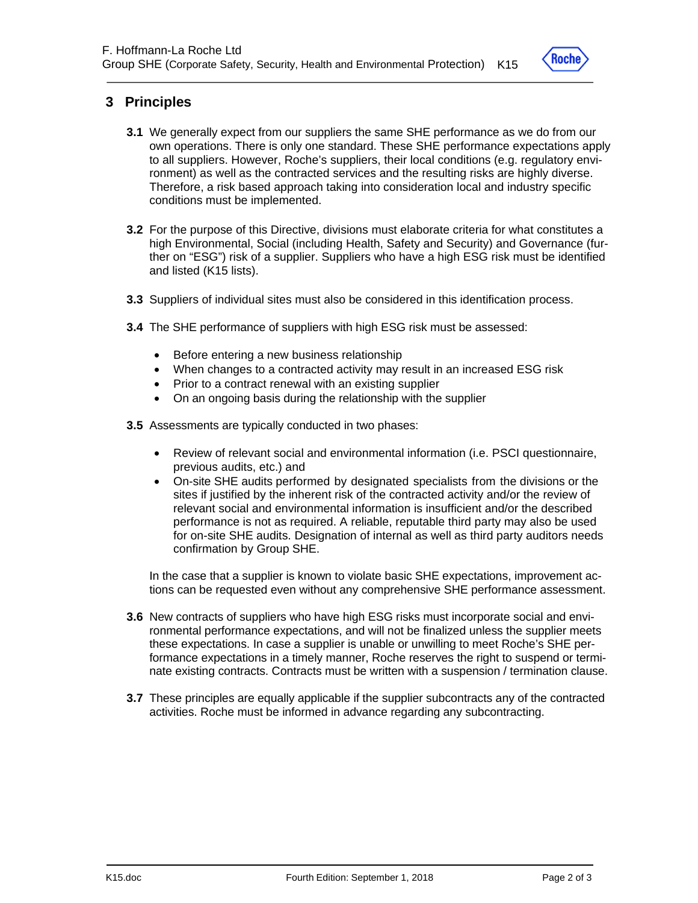## 3 Principles

**3.1** We generally expect from our suppliers the same SHE performance as we do from our own operations. There is only one standard. These SHE performance expectations apply to all suppliers. However, Roche's suppliers, their local conditions (e.g. regulatory environment) as well as the contracted services and the resulting risks are highly diverse. Therefore, a risk based approach taking into consideration local and industry specific conditions must be implemented.

**3.2** For the purpose of this Directive, divisions must elaborate criteria for what constitutes a high Environmental, Social (including Health, Safety and Security) and Governance (further on "ESG") risk of a supplier. Suppliers who have a high ESG risk must be identified and listed (K15 lists).

**3.3** Suppliers of individual sites must also be considered in this identification process.

**3.4** The SHE performance of suppliers with high ESG risk must be assessed:

- Before entering a new business relationship
- When changes to a contracted activity may result in an increased ESG risk
- Prior to a contract renewal with an existing supplier
- On an ongoing basis during the relationship with the supplier

**3.5** Assessments are typically conducted in two phases:

- Review of relevant social and environmental information (i.e. PSCI questionnaire, previous audits, etc.) and
- On-site SHE audits performed by designated specialists from the divisions or the sites if justified by the inherent risk of the contracted activity and/or the review of relevant social and environmental information is insufficient and/or the described performance is not as required. A reliable, reputable third party may also be used for on-site SHE audits. Designation of internal as well as third party auditors needs confirmation by Group SHE.

In the case that a supplier is known to violate basic SHE expectations, improvement actions can be requested even without any comprehensive SHE performance assessment.

**3.6** New contracts of suppliers who have high ESG risks must incorporate social and environmental performance expectations, and will not be finalized unless the supplier meets these expectations. In case a supplier is unable or unwilling to meet Roche's SHE performance expectations in a timely manner, Roche reserves the right to suspend or terminate existing contracts. Contracts must be written with a suspension / termination clause.

**3.7** These principles are equally applicable if the supplier subcontracts any of the contracted activities. Roche must be informed in advance regarding any subcontracting.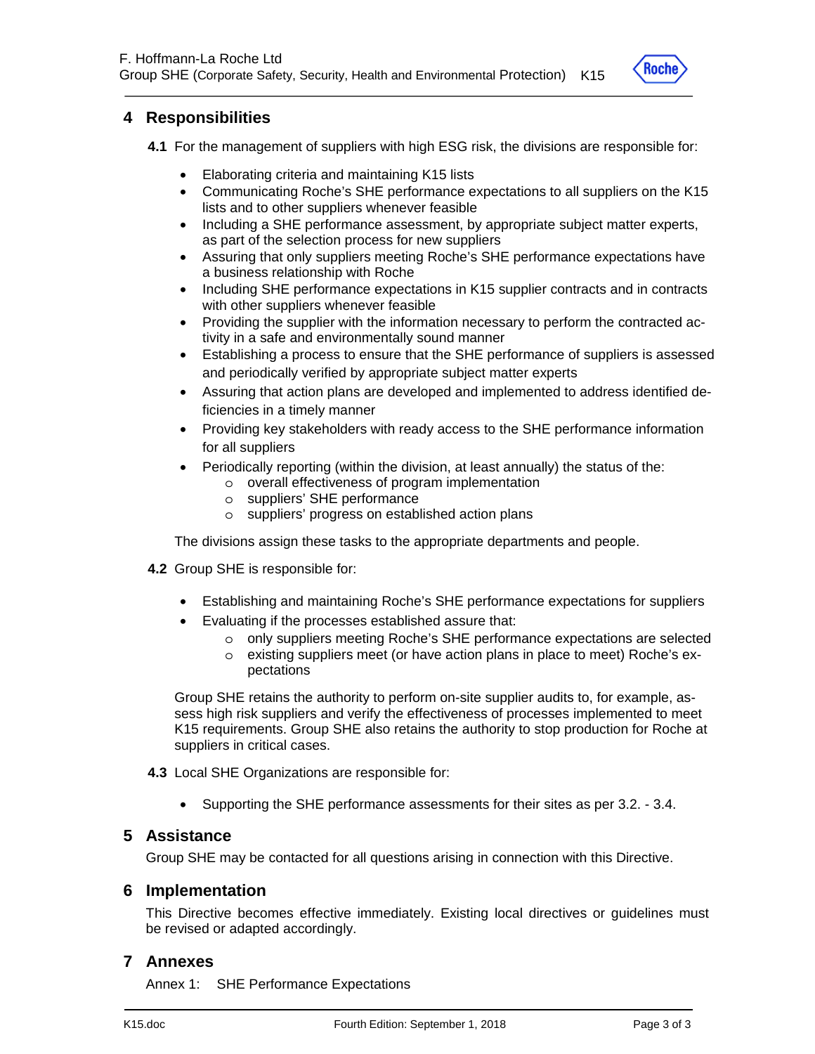## 4 Responsibilities

**4.1** For the management of suppliers with high ESG risk, the divisions are responsible for:

- Elaborating criteria and maintaining K15 lists
- Communicating Roche's SHE performance expectations to all suppliers on the K15 lists and to other suppliers whenever feasible
- Including a SHE performance assessment, by appropriate subject matter experts, as part of the selection process for new suppliers
- Assuring that only suppliers meeting Roche's SHE performance expectations have a business relationship with Roche
- Including SHE performance expectations in K15 supplier contracts and in contracts with other suppliers whenever feasible
- Providing the supplier with the information necessary to perform the contracted activity in a safe and environmentally sound manner
- Establishing a process to ensure that the SHE performance of suppliers is assessed and periodically verified by appropriate subject matter experts
- Assuring that action plans are developed and implemented to address identified deficiencies in a timely manner
- Providing key stakeholders with ready access to the SHE performance information for all suppliers
- Periodically reporting (within the division, at least annually) the status of the:
  - overall effectiveness of program implementation
  - suppliers' SHE performance
  - suppliers' progress on established action plans

The divisions assign these tasks to the appropriate departments and people.

**4.2** Group SHE is responsible for:

- Establishing and maintaining Roche's SHE performance expectations for suppliers
- Evaluating if the processes established assure that:
  - only suppliers meeting Roche's SHE performance expectations are selected
  - existing suppliers meet (or have action plans in place to meet) Roche's expectations

Group SHE retains the authority to perform on-site supplier audits to, for example, assess high risk suppliers and verify the effectiveness of processes implemented to meet K15 requirements. Group SHE also retains the authority to stop production for Roche at suppliers in critical cases.

**4.3** Local SHE Organizations are responsible for:

- Supporting the SHE performance assessments for their sites as per 3.2. - 3.4.

## 5 Assistance

Group SHE may be contacted for all questions arising in connection with this Directive.

## 6 Implementation

This Directive becomes effective immediately. Existing local directives or guidelines must be revised or adapted accordingly.

## 7 Annexes

Annex 1: SHE Performance Expectations